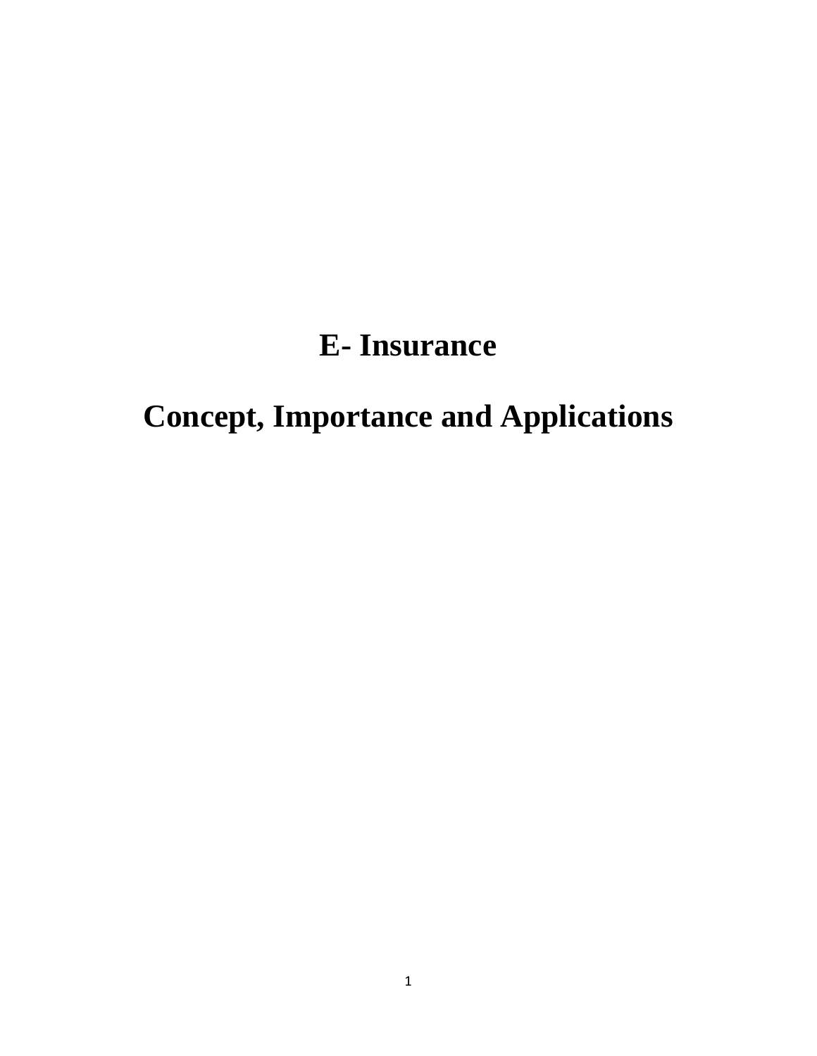# E- Insurance

# Concept, Importance and Applications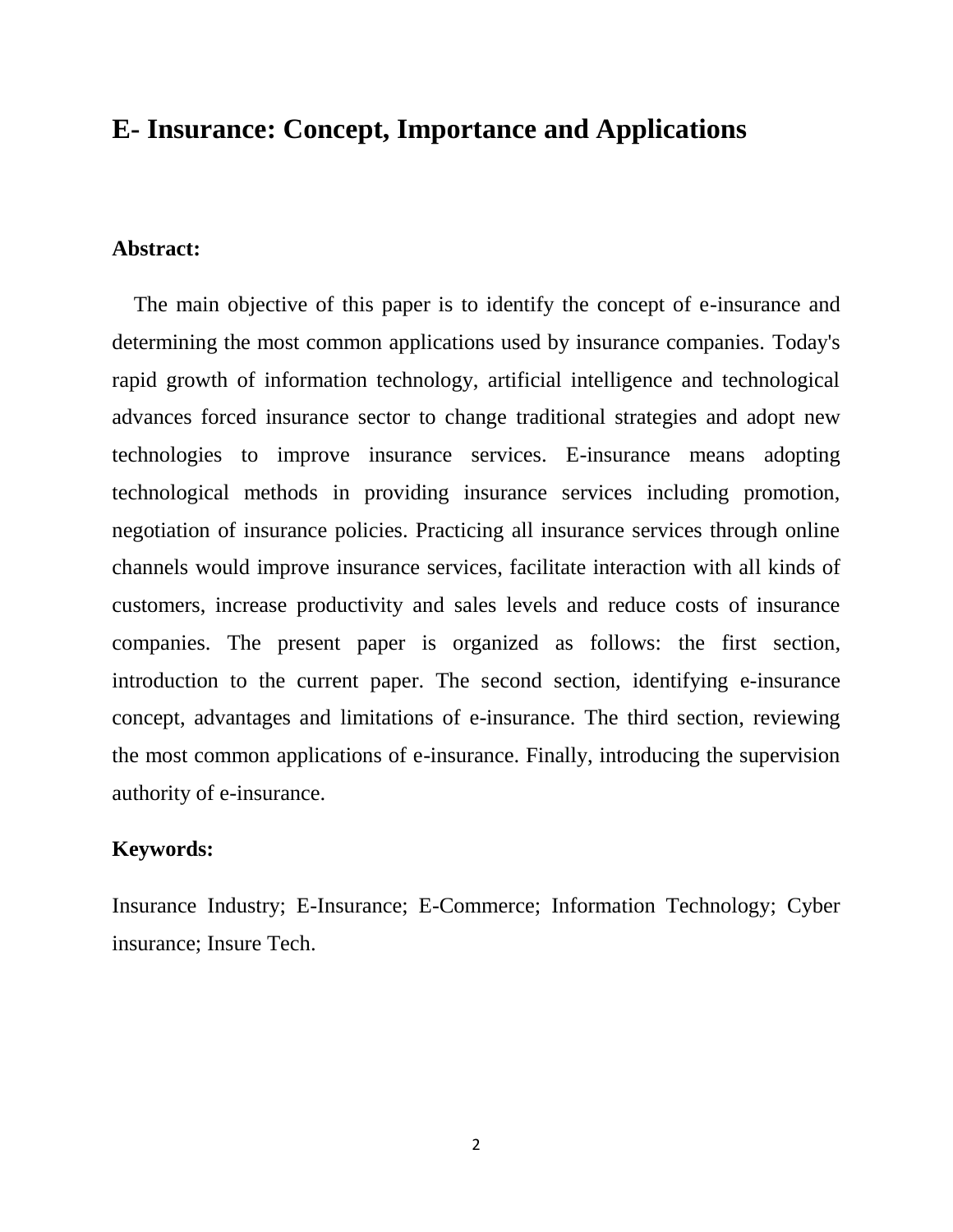# E- Insurance: Concept, Importance and Applications

**Abstract:**

The main objective of this paper is to identify the concept of e-insurance and determining the most common applications used by insurance companies. Today's rapid growth of information technology, artificial intelligence and technological advances forced insurance sector to change traditional strategies and adopt new technologies to improve insurance services. E-insurance means adopting technological methods in providing insurance services including promotion, negotiation of insurance policies. Practicing all insurance services through online channels would improve insurance services, facilitate interaction with all kinds of customers, increase productivity and sales levels and reduce costs of insurance companies. The present paper is organized as follows: the first section, introduction to the current paper. The second section, identifying e-insurance concept, advantages and limitations of e-insurance. The third section, reviewing the most common applications of e-insurance. Finally, introducing the supervision authority of e-insurance.

**Keywords:**

Insurance Industry; E-Insurance; E-Commerce; Information Technology; Cyber insurance; Insure Tech.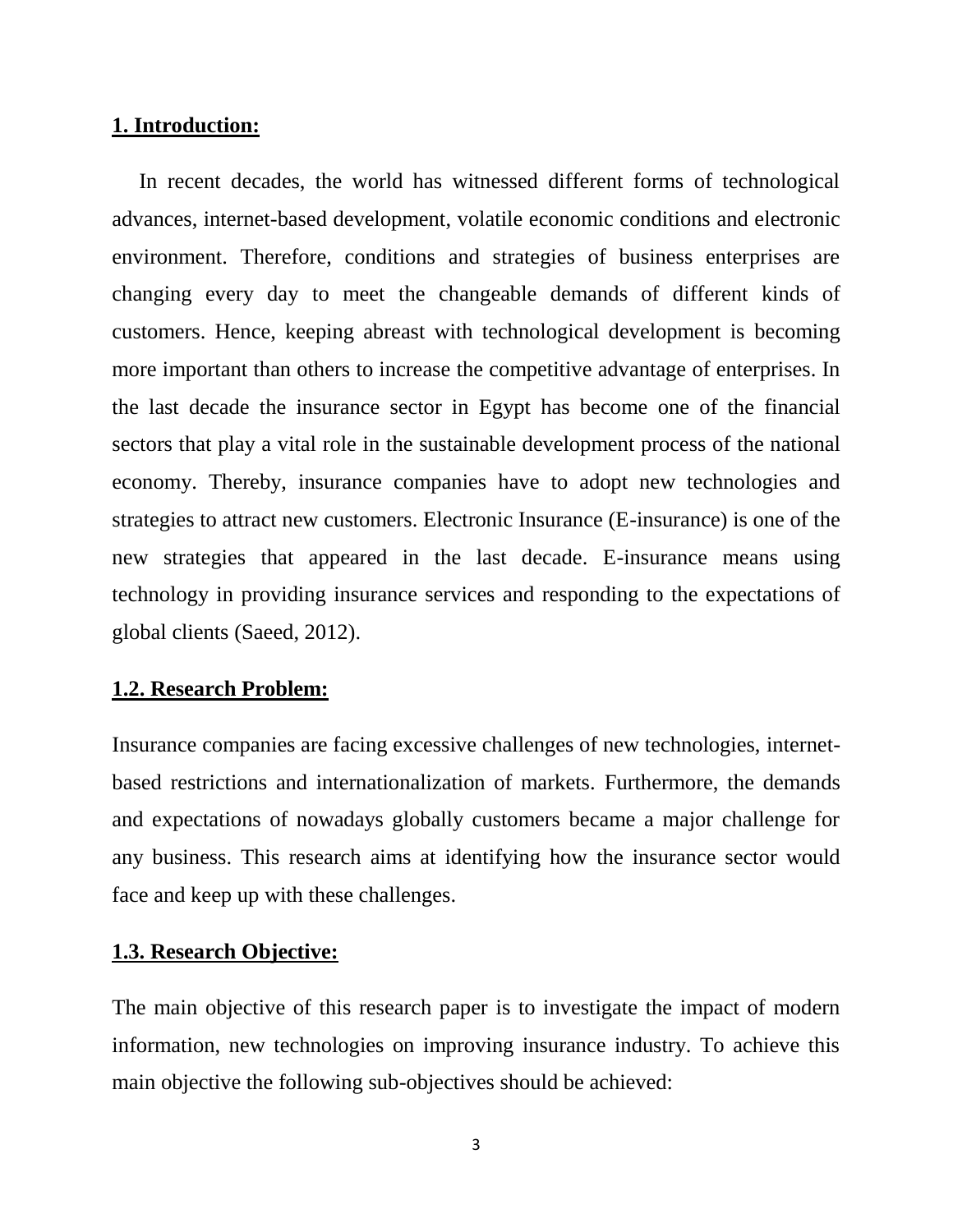## 1. Introduction:

In recent decades, the world has witnessed different forms of technological advances, internet-based development, volatile economic conditions and electronic environment. Therefore, conditions and strategies of business enterprises are changing every day to meet the changeable demands of different kinds of customers. Hence, keeping abreast with technological development is becoming more important than others to increase the competitive advantage of enterprises. In the last decade the insurance sector in Egypt has become one of the financial sectors that play a vital role in the sustainable development process of the national economy. Thereby, insurance companies have to adopt new technologies and strategies to attract new customers. Electronic Insurance (E-insurance) is one of the new strategies that appeared in the last decade. E-insurance means using technology in providing insurance services and responding to the expectations of global clients (Saeed, 2012).

### 1.2. Research Problem:

Insurance companies are facing excessive challenges of new technologies, internet-based restrictions and internationalization of markets. Furthermore, the demands and expectations of nowadays globally customers became a major challenge for any business. This research aims at identifying how the insurance sector would face and keep up with these challenges.

### 1.3. Research Objective:

The main objective of this research paper is to investigate the impact of modern information, new technologies on improving insurance industry. To achieve this main objective the following sub-objectives should be achieved: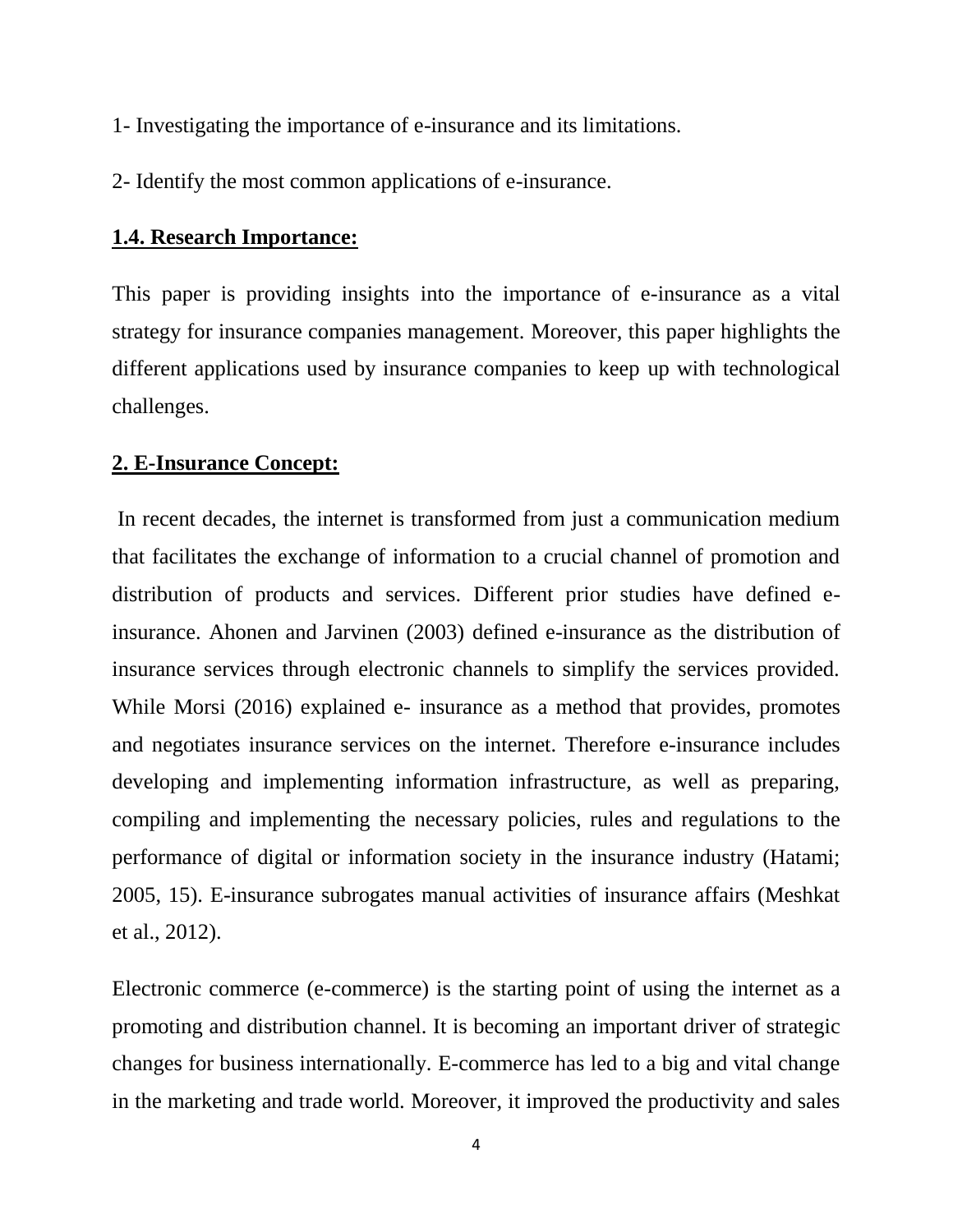1- Investigating the importance of e-insurance and its limitations.

2- Identify the most common applications of e-insurance.

## 1.4. Research Importance:

This paper is providing insights into the importance of e-insurance as a vital strategy for insurance companies management. Moreover, this paper highlights the different applications used by insurance companies to keep up with technological challenges.

## 2. E-Insurance Concept:

In recent decades, the internet is transformed from just a communication medium that facilitates the exchange of information to a crucial channel of promotion and distribution of products and services. Different prior studies have defined e-insurance. Ahonen and Jarvinen (2003) defined e-insurance as the distribution of insurance services through electronic channels to simplify the services provided. While Morsi (2016) explained e- insurance as a method that provides, promotes and negotiates insurance services on the internet. Therefore e-insurance includes developing and implementing information infrastructure, as well as preparing, compiling and implementing the necessary policies, rules and regulations to the performance of digital or information society in the insurance industry (Hatami; 2005, 15). E-insurance subrogates manual activities of insurance affairs (Meshkat et al., 2012).

Electronic commerce (e-commerce) is the starting point of using the internet as a promoting and distribution channel. It is becoming an important driver of strategic changes for business internationally. E-commerce has led to a big and vital change in the marketing and trade world. Moreover, it improved the productivity and sales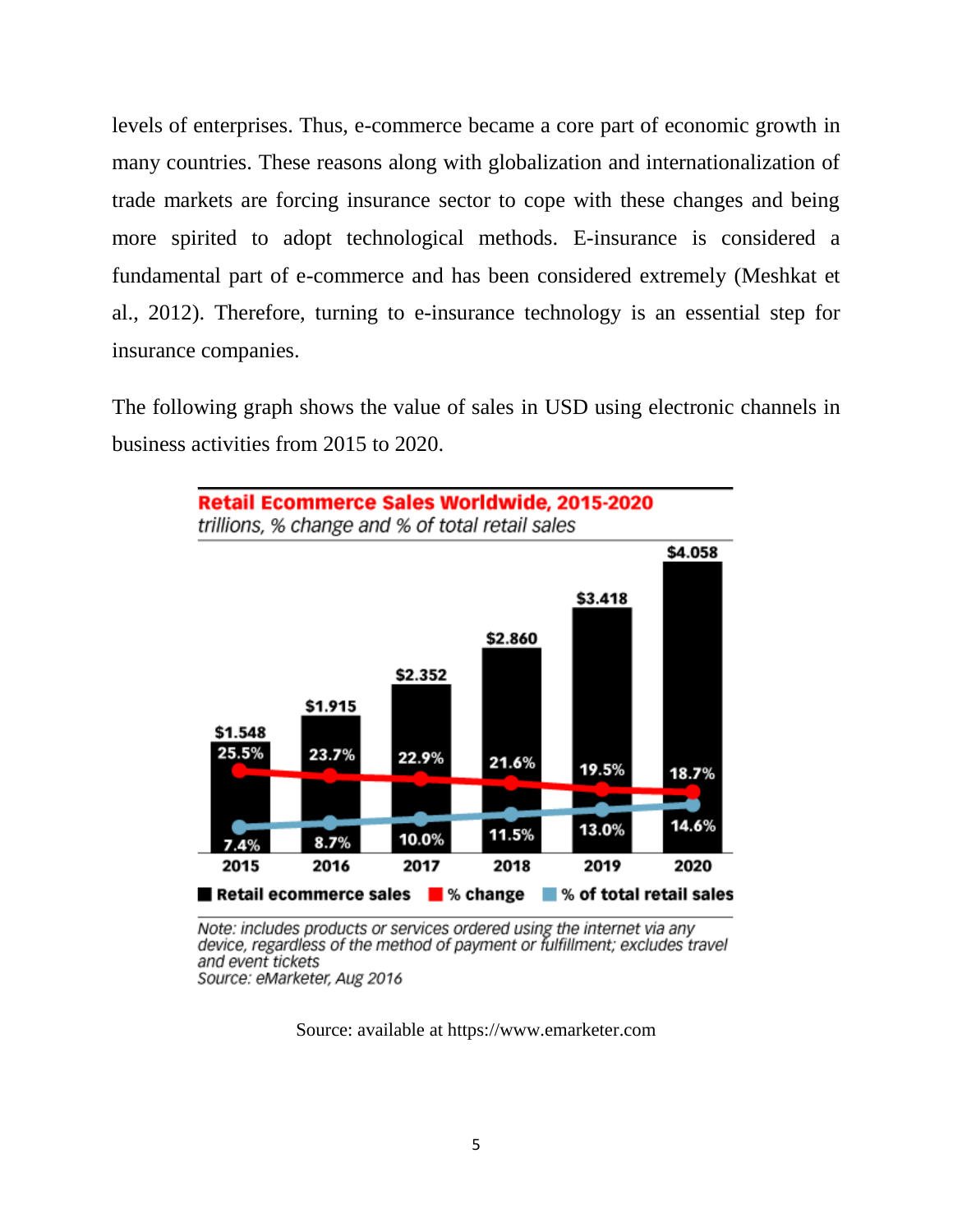levels of enterprises. Thus, e-commerce became a core part of economic growth in many countries. These reasons along with globalization and internationalization of trade markets are forcing insurance sector to cope with these changes and being more spirited to adopt technological methods. E-insurance is considered a fundamental part of e-commerce and has been considered extremely (Meshkat et al., 2012). Therefore, turning to e-insurance technology is an essential step for insurance companies.

The following graph shows the value of sales in USD using electronic channels in business activities from 2015 to 2020.

**Retail Ecommerce Sales Worldwide, 2015-2020**

*trillions, % change and % of total retail sales*

| Year | Retail ecommerce sales | % change | % of total retail sales |
|---|---|---|---|
| 2015 | $1.548 | 25.5% | 7.4% |
| 2016 | $1.915 | 23.7% | 8.7% |
| 2017 | $2.352 | 22.9% | 10.0% |
| 2018 | $2.860 | 21.6% | 11.5% |
| 2019 | $3.418 | 19.5% | 13.0% |
| 2020 | $4.058 | 18.7% | 14.6% |

*Note: includes products or services ordered using the internet via any device, regardless of the method of payment or fulfillment; excludes travel and event tickets*
*Source: eMarketer, Aug 2016*

Source: available at https://www.emarketer.com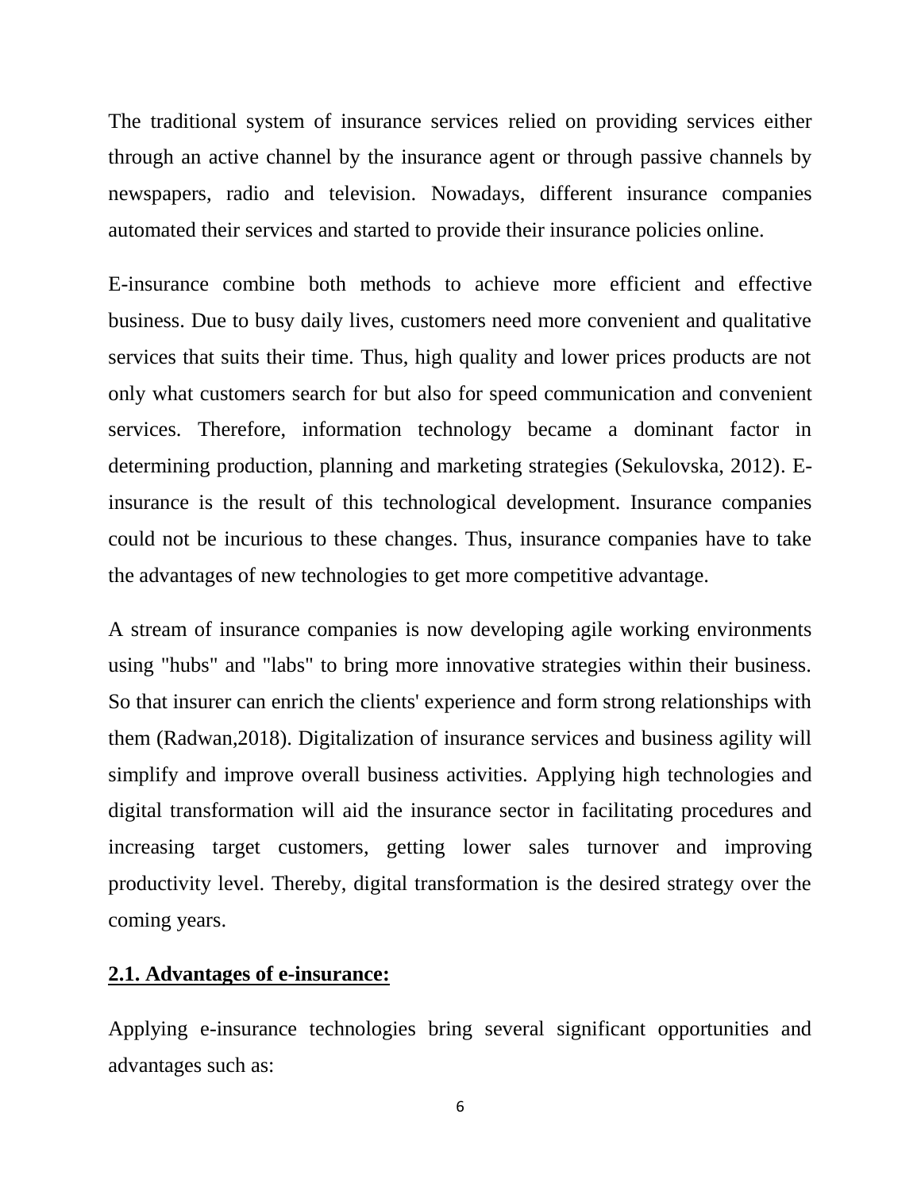The traditional system of insurance services relied on providing services either through an active channel by the insurance agent or through passive channels by newspapers, radio and television. Nowadays, different insurance companies automated their services and started to provide their insurance policies online.

E-insurance combine both methods to achieve more efficient and effective business. Due to busy daily lives, customers need more convenient and qualitative services that suits their time. Thus, high quality and lower prices products are not only what customers search for but also for speed communication and convenient services. Therefore, information technology became a dominant factor in determining production, planning and marketing strategies (Sekulovska, 2012). E-insurance is the result of this technological development. Insurance companies could not be incurious to these changes. Thus, insurance companies have to take the advantages of new technologies to get more competitive advantage.

A stream of insurance companies is now developing agile working environments using "hubs" and "labs" to bring more innovative strategies within their business. So that insurer can enrich the clients' experience and form strong relationships with them (Radwan,2018). Digitalization of insurance services and business agility will simplify and improve overall business activities. Applying high technologies and digital transformation will aid the insurance sector in facilitating procedures and increasing target customers, getting lower sales turnover and improving productivity level. Thereby, digital transformation is the desired strategy over the coming years.

## 2.1. Advantages of e-insurance:

Applying e-insurance technologies bring several significant opportunities and advantages such as: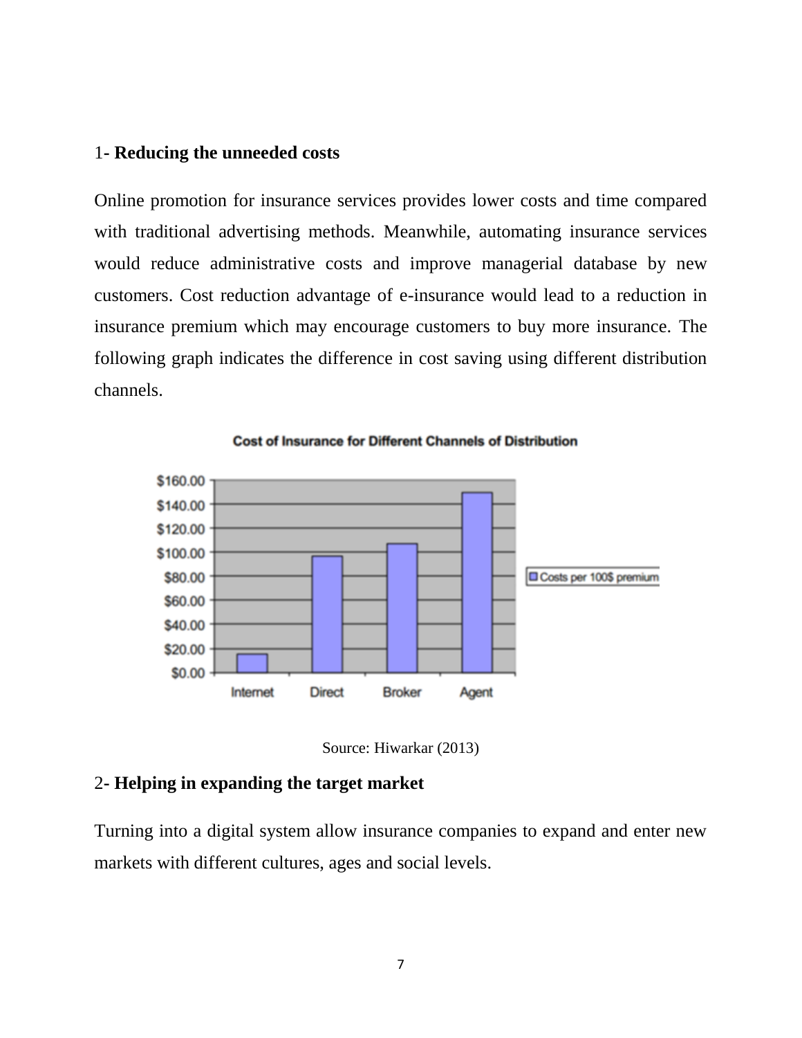1- **Reducing the unneeded costs**

Online promotion for insurance services provides lower costs and time compared with traditional advertising methods. Meanwhile, automating insurance services would reduce administrative costs and improve managerial database by new customers. Cost reduction advantage of e-insurance would lead to a reduction in insurance premium which may encourage customers to buy more insurance. The following graph indicates the difference in cost saving using different distribution channels.

**Cost of Insurance for Different Channels of Distribution**

Source: Hiwarkar (2013)

2- **Helping in expanding the target market**

Turning into a digital system allow insurance companies to expand and enter new markets with different cultures, ages and social levels.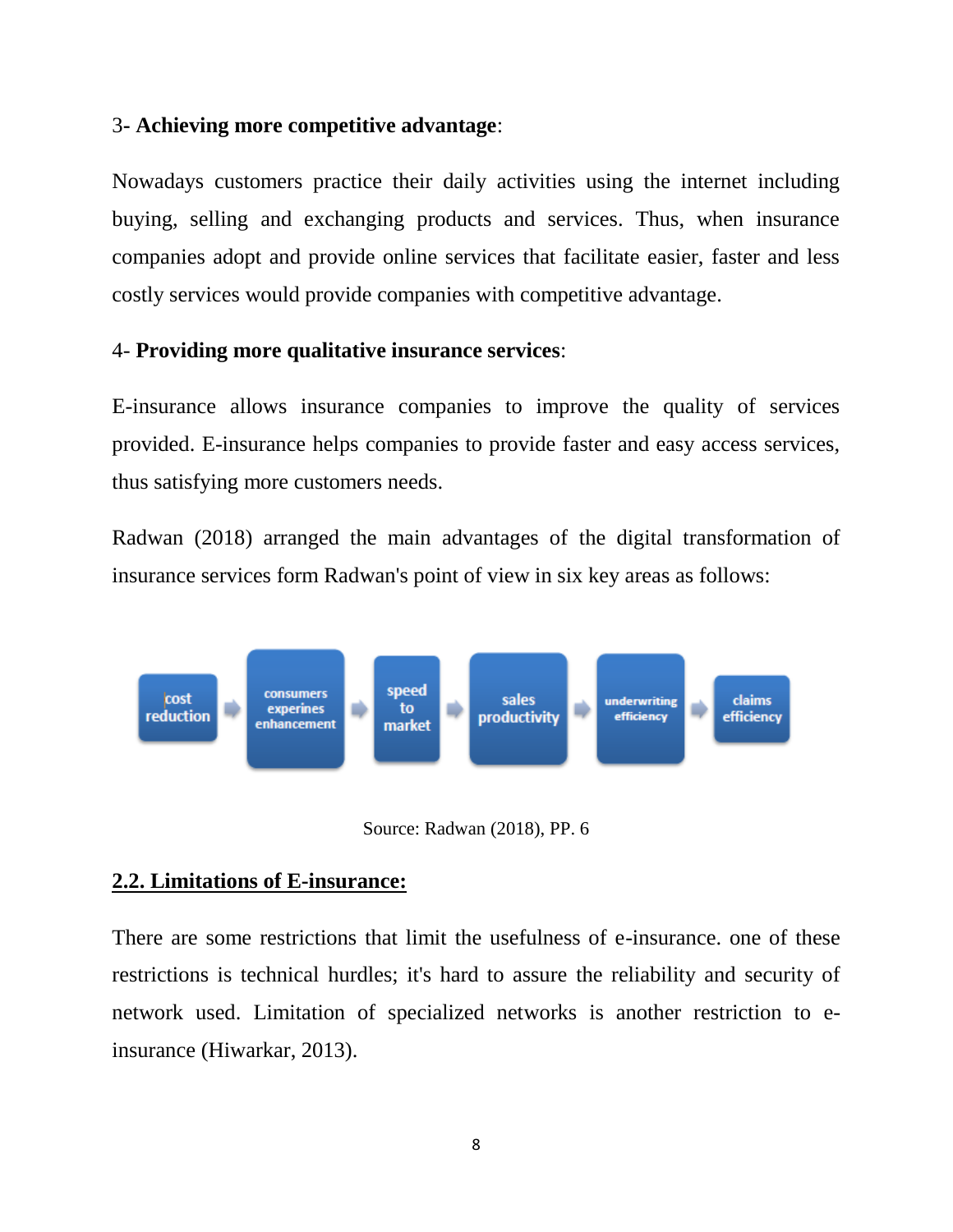3- **Achieving more competitive advantage**:

Nowadays customers practice their daily activities using the internet including buying, selling and exchanging products and services. Thus, when insurance companies adopt and provide online services that facilitate easier, faster and less costly services would provide companies with competitive advantage.

4- **Providing more qualitative insurance services**:

E-insurance allows insurance companies to improve the quality of services provided. E-insurance helps companies to provide faster and easy access services, thus satisfying more customers needs.

Radwan (2018) arranged the main advantages of the digital transformation of insurance services form Radwan's point of view in six key areas as follows:

cost reduction → consumers experines enhancement → speed to market → sales productivity → underwriting efficiency → claims efficiency

Source: Radwan (2018), PP. 6

## 2.2. Limitations of E-insurance:

There are some restrictions that limit the usefulness of e-insurance. one of these restrictions is technical hurdles; it's hard to assure the reliability and security of network used. Limitation of specialized networks is another restriction to e-insurance (Hiwarkar, 2013).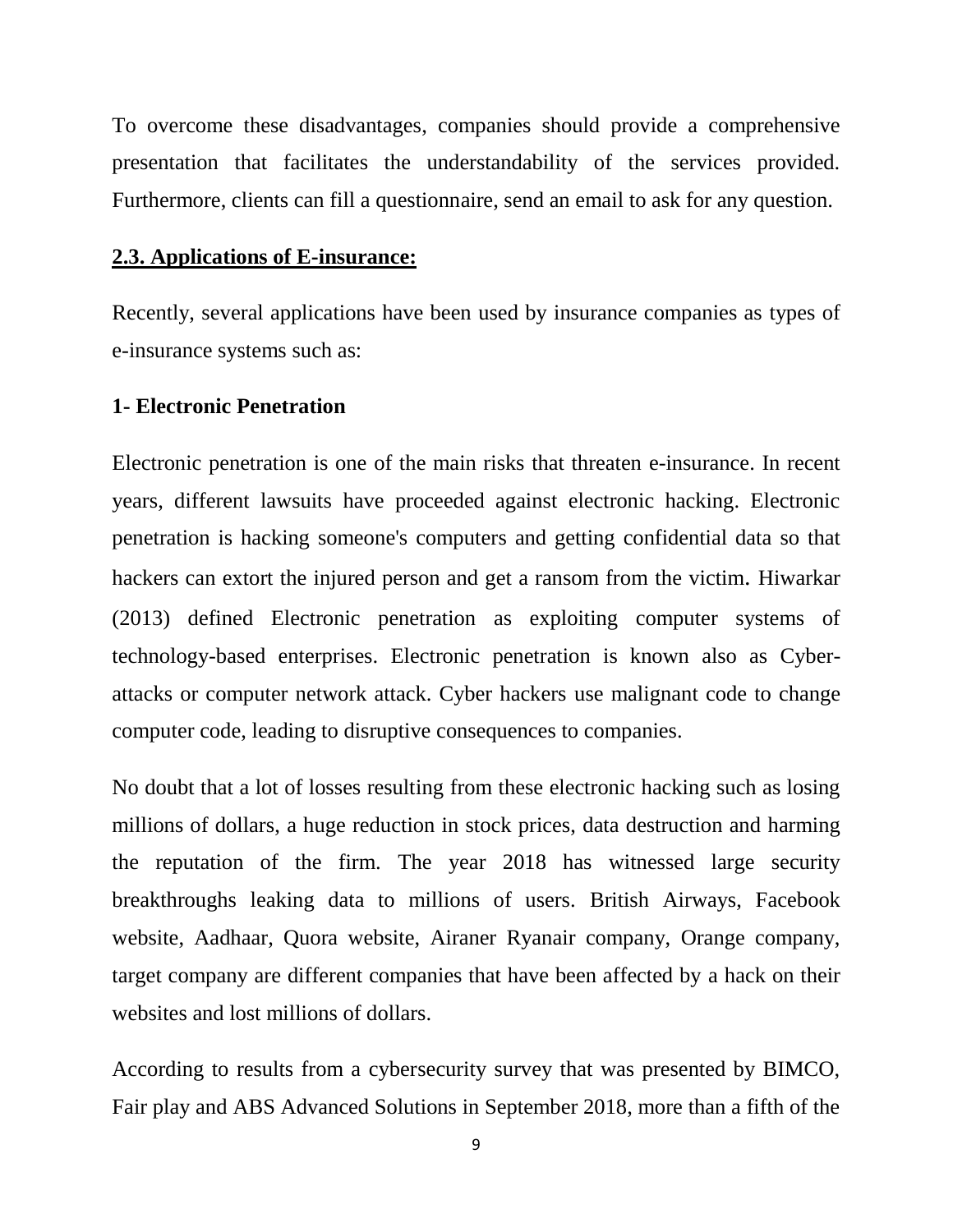To overcome these disadvantages, companies should provide a comprehensive presentation that facilitates the understandability of the services provided. Furthermore, clients can fill a questionnaire, send an email to ask for any question.

## 2.3. Applications of E-insurance:

Recently, several applications have been used by insurance companies as types of e-insurance systems such as:

### 1- Electronic Penetration

Electronic penetration is one of the main risks that threaten e-insurance. In recent years, different lawsuits have proceeded against electronic hacking. Electronic penetration is hacking someone's computers and getting confidential data so that hackers can extort the injured person and get a ransom from the victim. Hiwarkar (2013) defined Electronic penetration as exploiting computer systems of technology-based enterprises. Electronic penetration is known also as Cyber-attacks or computer network attack. Cyber hackers use malignant code to change computer code, leading to disruptive consequences to companies.

No doubt that a lot of losses resulting from these electronic hacking such as losing millions of dollars, a huge reduction in stock prices, data destruction and harming the reputation of the firm. The year 2018 has witnessed large security breakthroughs leaking data to millions of users. British Airways, Facebook website, Aadhaar, Quora website, Airaner Ryanair company, Orange company, target company are different companies that have been affected by a hack on their websites and lost millions of dollars.

According to results from a cybersecurity survey that was presented by BIMCO, Fair play and ABS Advanced Solutions in September 2018, more than a fifth of the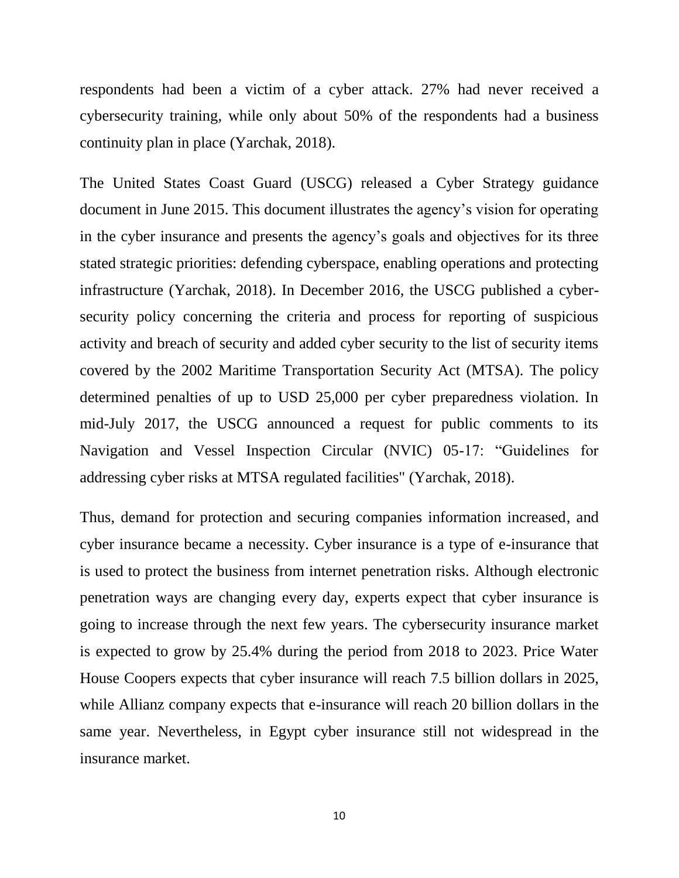respondents had been a victim of a cyber attack. 27% had never received a cybersecurity training, while only about 50% of the respondents had a business continuity plan in place (Yarchak, 2018).

The United States Coast Guard (USCG) released a Cyber Strategy guidance document in June 2015. This document illustrates the agency's vision for operating in the cyber insurance and presents the agency's goals and objectives for its three stated strategic priorities: defending cyberspace, enabling operations and protecting infrastructure (Yarchak, 2018). In December 2016, the USCG published a cyber-security policy concerning the criteria and process for reporting of suspicious activity and breach of security and added cyber security to the list of security items covered by the 2002 Maritime Transportation Security Act (MTSA). The policy determined penalties of up to USD 25,000 per cyber preparedness violation. In mid-July 2017, the USCG announced a request for public comments to its Navigation and Vessel Inspection Circular (NVIC) 05-17: "Guidelines for addressing cyber risks at MTSA regulated facilities" (Yarchak, 2018).

Thus, demand for protection and securing companies information increased, and cyber insurance became a necessity. Cyber insurance is a type of e-insurance that is used to protect the business from internet penetration risks. Although electronic penetration ways are changing every day, experts expect that cyber insurance is going to increase through the next few years. The cybersecurity insurance market is expected to grow by 25.4% during the period from 2018 to 2023. Price Water House Coopers expects that cyber insurance will reach 7.5 billion dollars in 2025, while Allianz company expects that e-insurance will reach 20 billion dollars in the same year. Nevertheless, in Egypt cyber insurance still not widespread in the insurance market.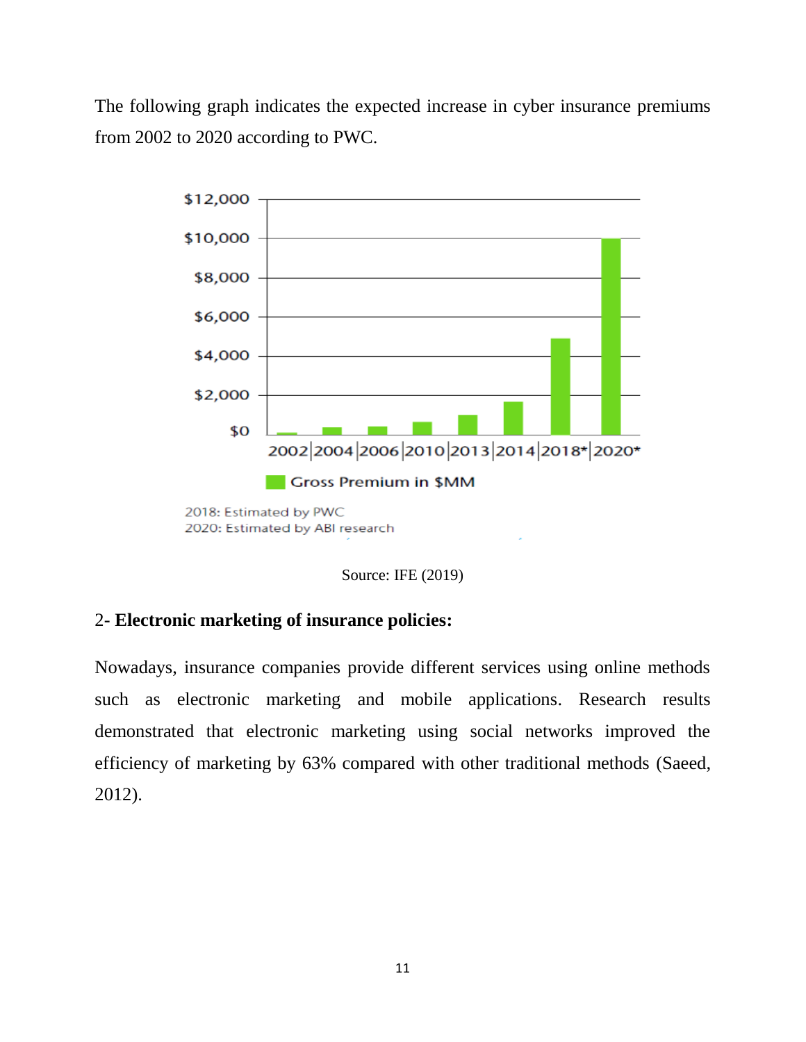The following graph indicates the expected increase in cyber insurance premiums from 2002 to 2020 according to PWC.

Source: IFE (2019)

## 2- **Electronic marketing of insurance policies:**

Nowadays, insurance companies provide different services using online methods such as electronic marketing and mobile applications. Research results demonstrated that electronic marketing using social networks improved the efficiency of marketing by 63% compared with other traditional methods (Saeed, 2012).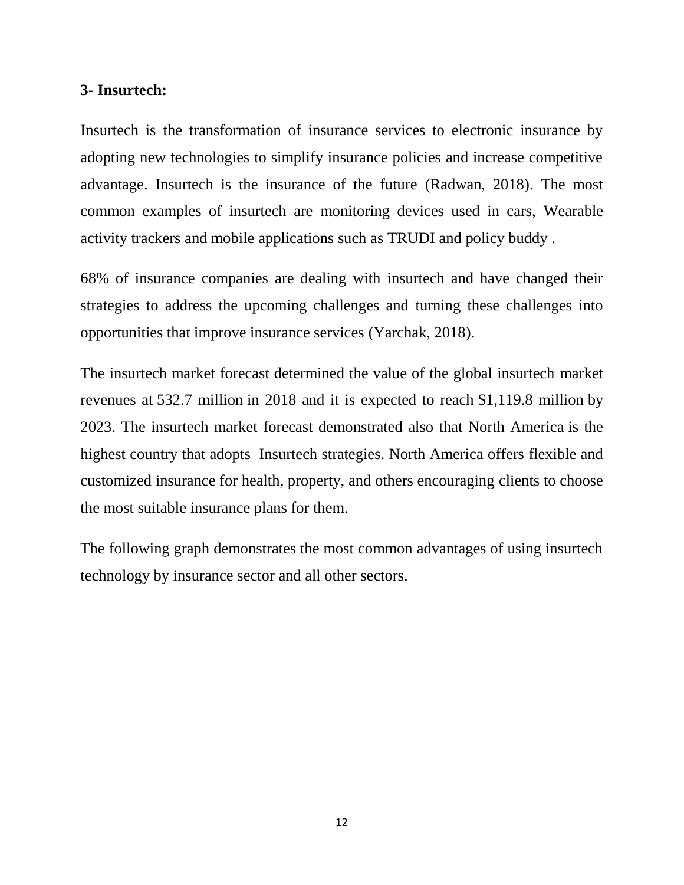### 3- Insurtech:

Insurtech is the transformation of insurance services to electronic insurance by adopting new technologies to simplify insurance policies and increase competitive advantage. Insurtech is the insurance of the future (Radwan, 2018). The most common examples of insurtech are monitoring devices used in cars, Wearable activity trackers and mobile applications such as TRUDI and policy buddy .

68% of insurance companies are dealing with insurtech and have changed their strategies to address the upcoming challenges and turning these challenges into opportunities that improve insurance services (Yarchak, 2018).

The insurtech market forecast determined the value of the global insurtech market revenues at 532.7 million in 2018 and it is expected to reach $1,119.8 million by 2023. The insurtech market forecast demonstrated also that North America is the highest country that adopts Insurtech strategies. North America offers flexible and customized insurance for health, property, and others encouraging clients to choose the most suitable insurance plans for them.

The following graph demonstrates the most common advantages of using insurtech technology by insurance sector and all other sectors.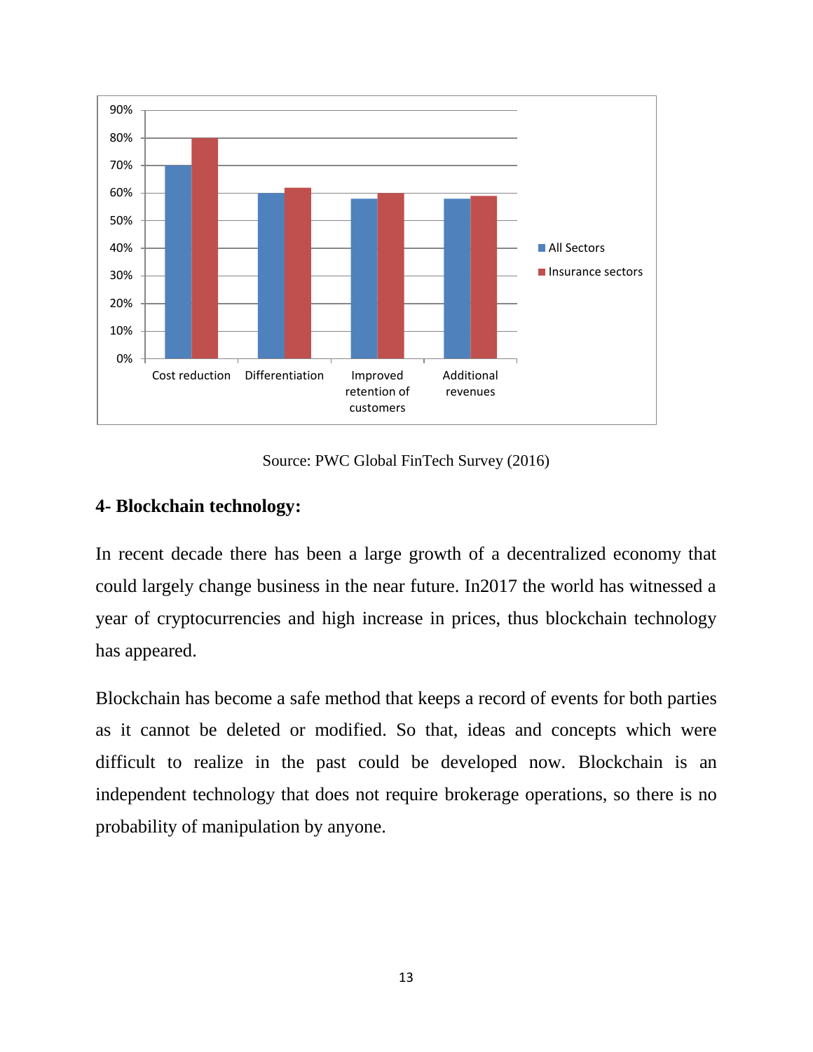Source: PWC Global FinTech Survey (2016)

## 4- Blockchain technology:

In recent decade there has been a large growth of a decentralized economy that could largely change business in the near future. In2017 the world has witnessed a year of cryptocurrencies and high increase in prices, thus blockchain technology has appeared.

Blockchain has become a safe method that keeps a record of events for both parties as it cannot be deleted or modified. So that, ideas and concepts which were difficult to realize in the past could be developed now. Blockchain is an independent technology that does not require brokerage operations, so there is no probability of manipulation by anyone.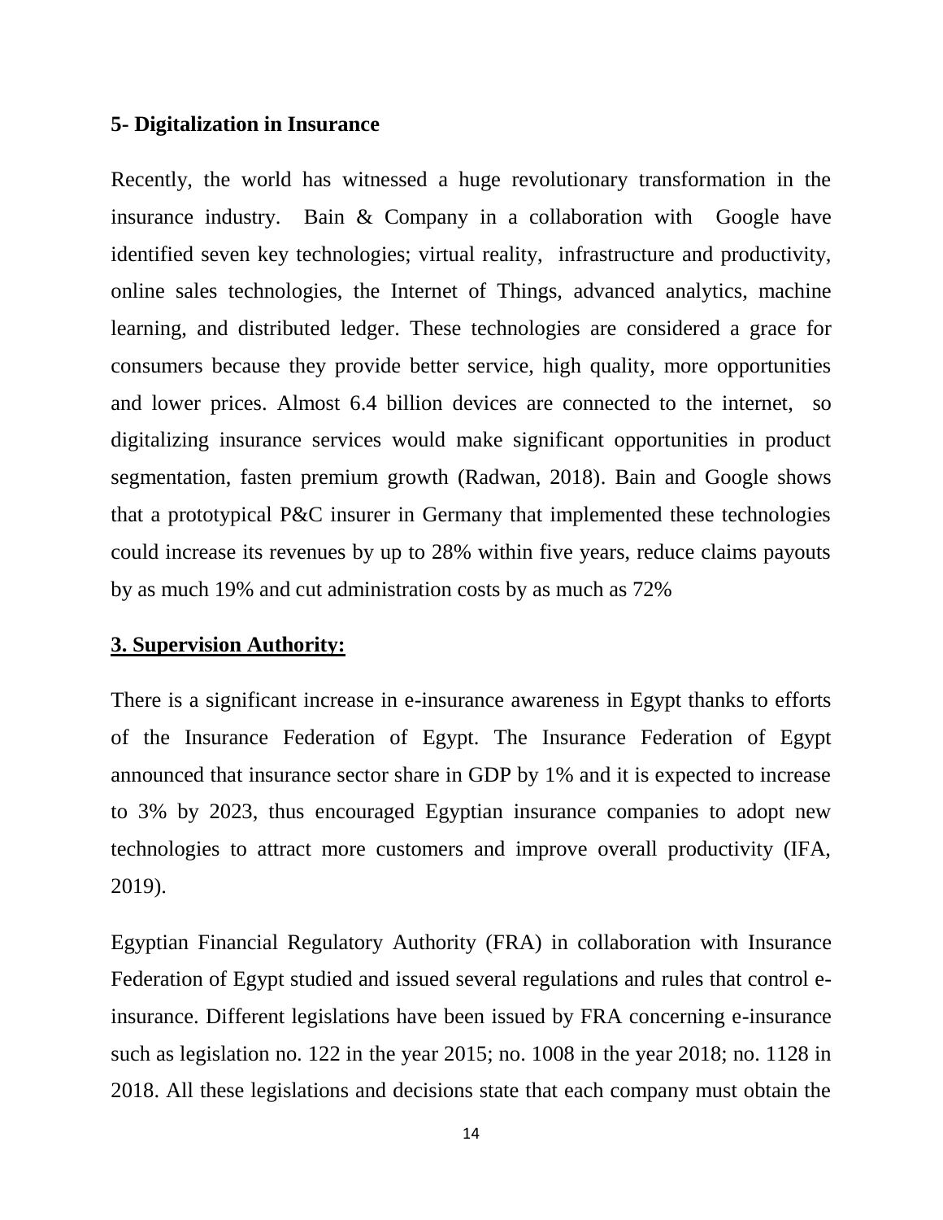**5- Digitalization in Insurance**

Recently, the world has witnessed a huge revolutionary transformation in the insurance industry. Bain & Company in a collaboration with Google have identified seven key technologies; virtual reality, infrastructure and productivity, online sales technologies, the Internet of Things, advanced analytics, machine learning, and distributed ledger. These technologies are considered a grace for consumers because they provide better service, high quality, more opportunities and lower prices. Almost 6.4 billion devices are connected to the internet, so digitalizing insurance services would make significant opportunities in product segmentation, fasten premium growth (Radwan, 2018). Bain and Google shows that a prototypical P&C insurer in Germany that implemented these technologies could increase its revenues by up to 28% within five years, reduce claims payouts by as much 19% and cut administration costs by as much as 72%

**3. Supervision Authority:**

There is a significant increase in e-insurance awareness in Egypt thanks to efforts of the Insurance Federation of Egypt. The Insurance Federation of Egypt announced that insurance sector share in GDP by 1% and it is expected to increase to 3% by 2023, thus encouraged Egyptian insurance companies to adopt new technologies to attract more customers and improve overall productivity (IFA, 2019).

Egyptian Financial Regulatory Authority (FRA) in collaboration with Insurance Federation of Egypt studied and issued several regulations and rules that control e-insurance. Different legislations have been issued by FRA concerning e-insurance such as legislation no. 122 in the year 2015; no. 1008 in the year 2018; no. 1128 in 2018. All these legislations and decisions state that each company must obtain the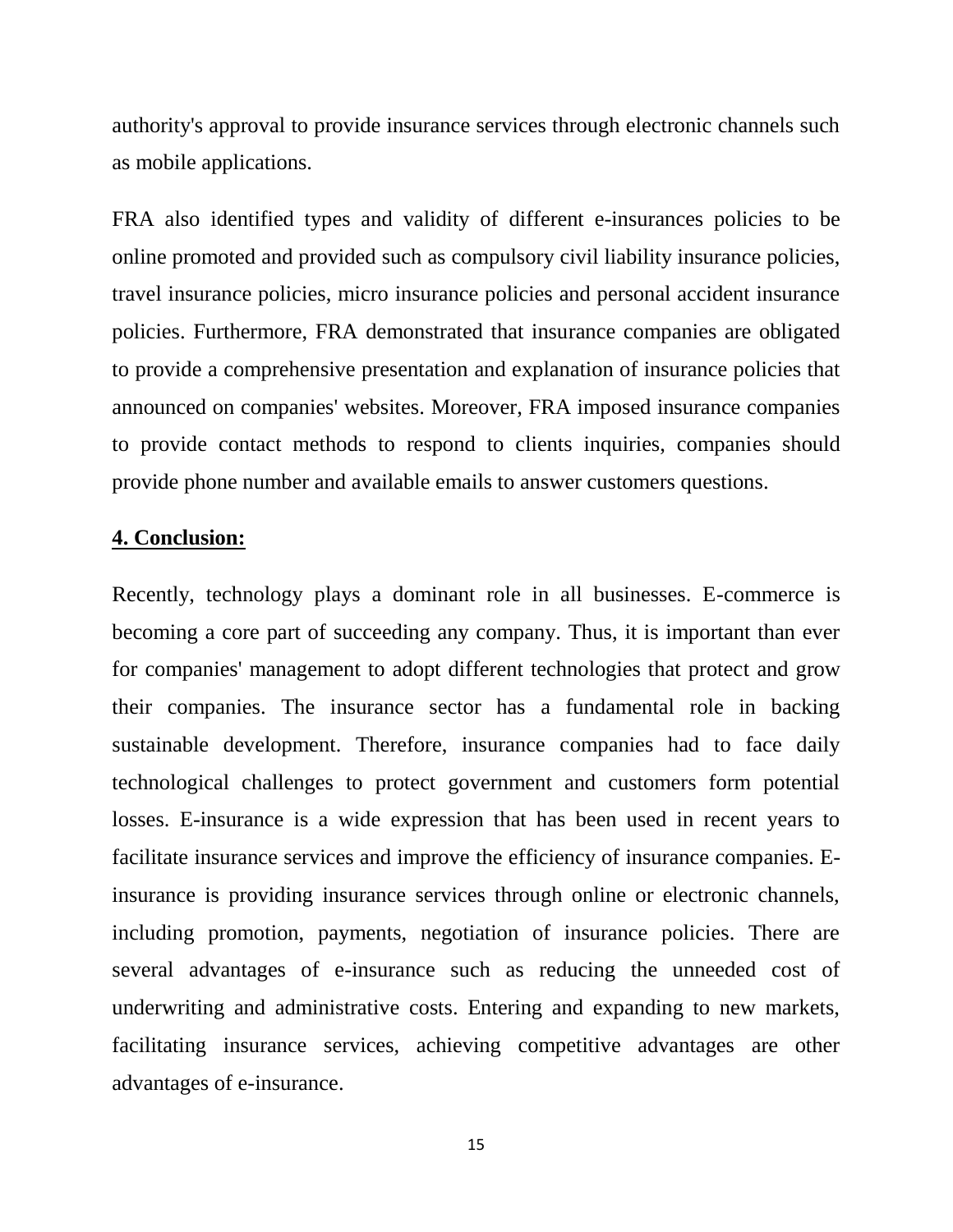authority's approval to provide insurance services through electronic channels such as mobile applications.

FRA also identified types and validity of different e-insurances policies to be online promoted and provided such as compulsory civil liability insurance policies, travel insurance policies, micro insurance policies and personal accident insurance policies. Furthermore, FRA demonstrated that insurance companies are obligated to provide a comprehensive presentation and explanation of insurance policies that announced on companies' websites. Moreover, FRA imposed insurance companies to provide contact methods to respond to clients inquiries, companies should provide phone number and available emails to answer customers questions.

## 4. Conclusion:

Recently, technology plays a dominant role in all businesses. E-commerce is becoming a core part of succeeding any company. Thus, it is important than ever for companies' management to adopt different technologies that protect and grow their companies. The insurance sector has a fundamental role in backing sustainable development. Therefore, insurance companies had to face daily technological challenges to protect government and customers form potential losses. E-insurance is a wide expression that has been used in recent years to facilitate insurance services and improve the efficiency of insurance companies. E-insurance is providing insurance services through online or electronic channels, including promotion, payments, negotiation of insurance policies. There are several advantages of e-insurance such as reducing the unneeded cost of underwriting and administrative costs. Entering and expanding to new markets, facilitating insurance services, achieving competitive advantages are other advantages of e-insurance.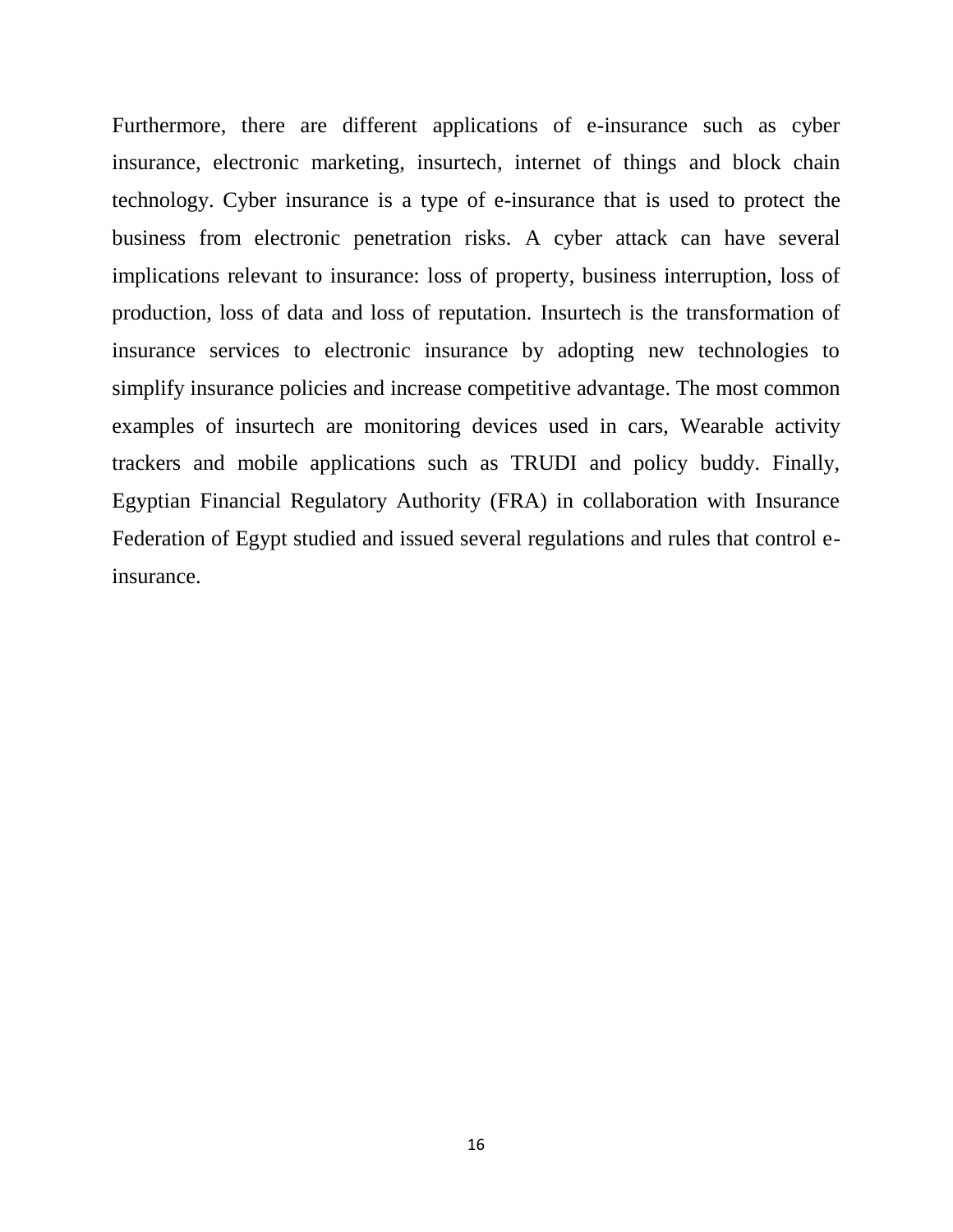Furthermore, there are different applications of e-insurance such as cyber insurance, electronic marketing, insurtech, internet of things and block chain technology. Cyber insurance is a type of e-insurance that is used to protect the business from electronic penetration risks. A cyber attack can have several implications relevant to insurance: loss of property, business interruption, loss of production, loss of data and loss of reputation. Insurtech is the transformation of insurance services to electronic insurance by adopting new technologies to simplify insurance policies and increase competitive advantage. The most common examples of insurtech are monitoring devices used in cars, Wearable activity trackers and mobile applications such as TRUDI and policy buddy. Finally, Egyptian Financial Regulatory Authority (FRA) in collaboration with Insurance Federation of Egypt studied and issued several regulations and rules that control e-insurance.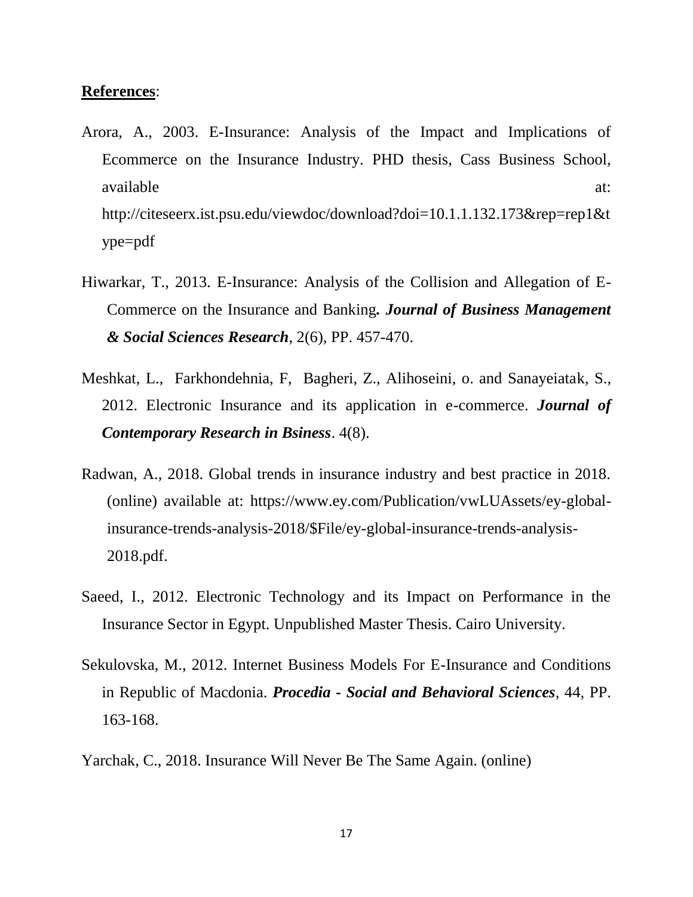**References**:

Arora, A., 2003. E-Insurance: Analysis of the Impact and Implications of Ecommerce on the Insurance Industry. PHD thesis, Cass Business School, available at: http://citeseerx.ist.psu.edu/viewdoc/download?doi=10.1.1.132.173&rep=rep1&type=pdf

Hiwarkar, T., 2013. E-Insurance: Analysis of the Collision and Allegation of E-Commerce on the Insurance and Banking***. Journal of Business Management & Social Sciences Research***, 2(6), PP. 457-470.

Meshkat, L., Farkhondehnia, F, Bagheri, Z., Alihoseini, o. and Sanayeiatak, S., 2012. Electronic Insurance and its application in e-commerce. ***Journal of Contemporary Research in Bsiness***. 4(8).

Radwan, A., 2018. Global trends in insurance industry and best practice in 2018. (online) available at: https://www.ey.com/Publication/vwLUAssets/ey-global-insurance-trends-analysis-2018/$File/ey-global-insurance-trends-analysis-2018.pdf.

Saeed, I., 2012. Electronic Technology and its Impact on Performance in the Insurance Sector in Egypt. Unpublished Master Thesis. Cairo University.

Sekulovska, M., 2012. Internet Business Models For E-Insurance and Conditions in Republic of Macdonia. ***Procedia - Social and Behavioral Sciences***, 44, PP. 163-168.

Yarchak, C., 2018. Insurance Will Never Be The Same Again. (online)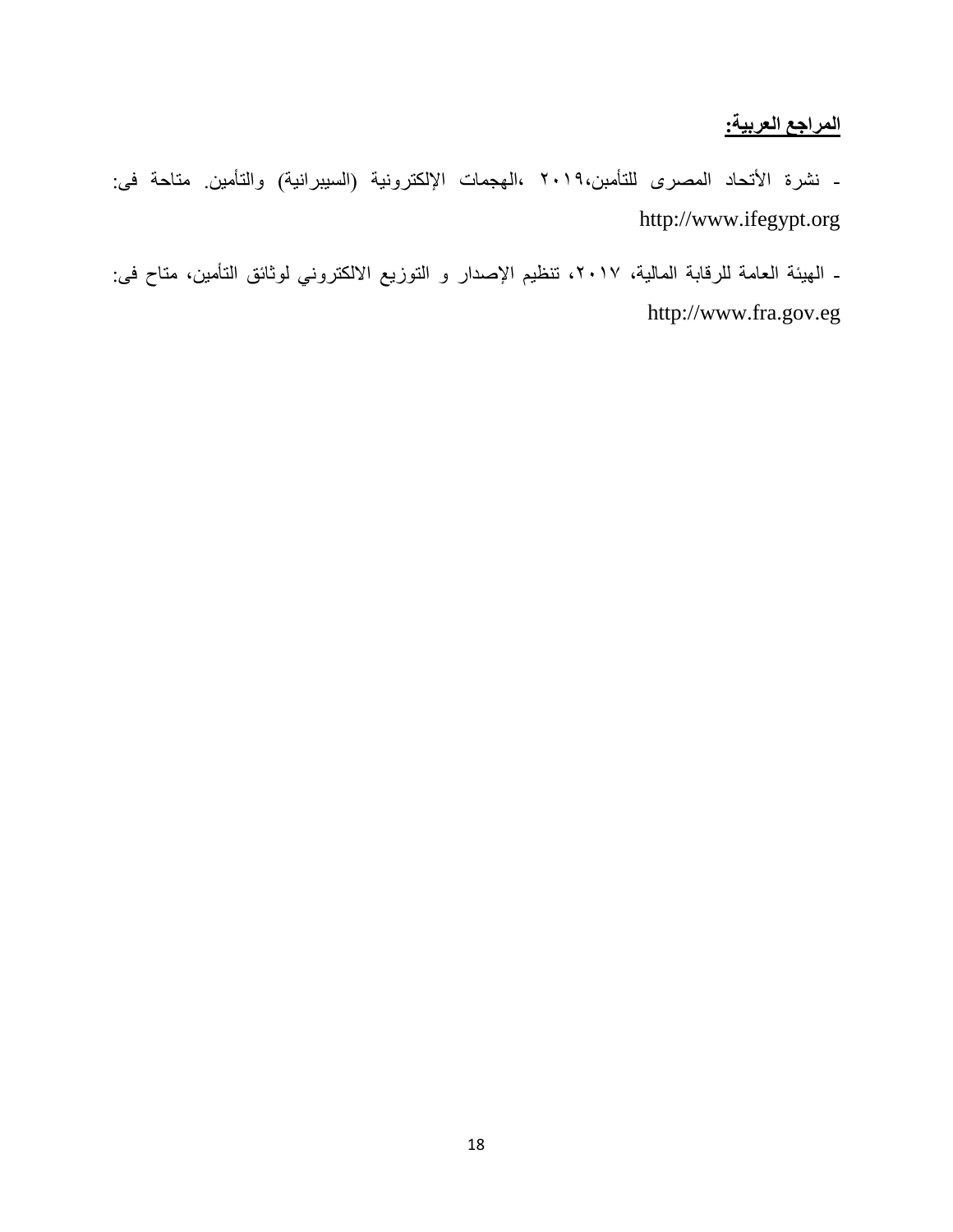## **المراجع العربية:**

- نشرة الأتحاد المصرى للتأمين،٢٠١٩ ،الهجمات الإلكترونية (السيبرانية) والتأمين. متاحة فى: http://www.ifegypt.org

- الهيئة العامة للرقابة المالية، ٢٠١٧، تنظيم الإصدار و التوزيع الالكتروني لوثائق التأمين، متاح فى: http://www.fra.gov.eg